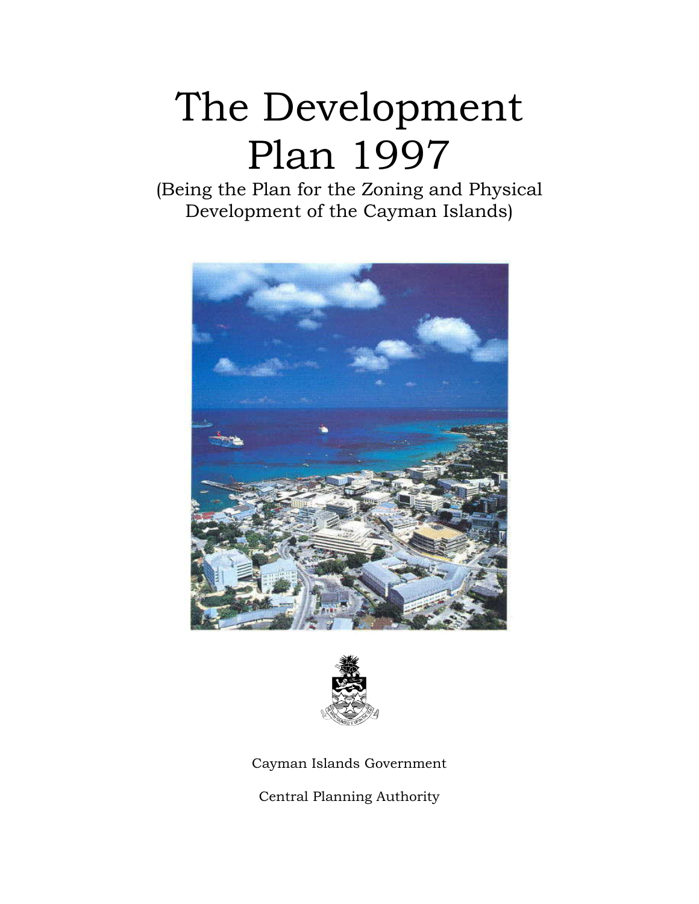# The Development Plan 1997

(Being the Plan for the Zoning and Physical Development of the Cayman Islands)

Cayman Islands Government

Central Planning Authority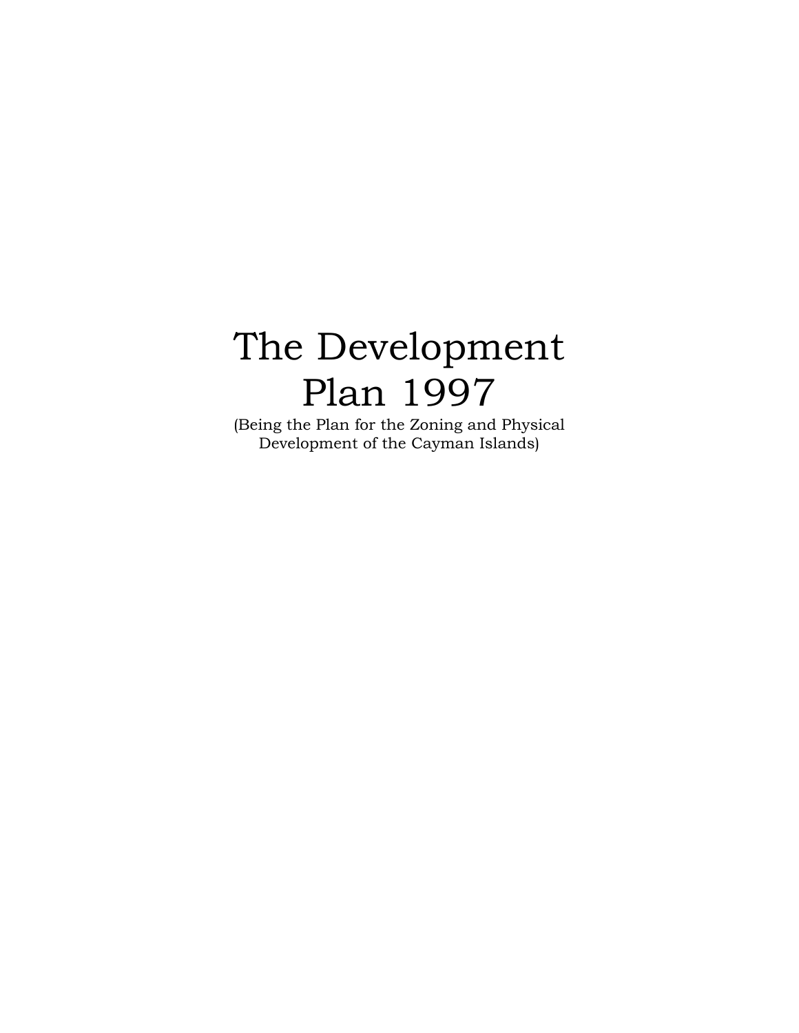# The Development Plan 1997

(Being the Plan for the Zoning and Physical Development of the Cayman Islands)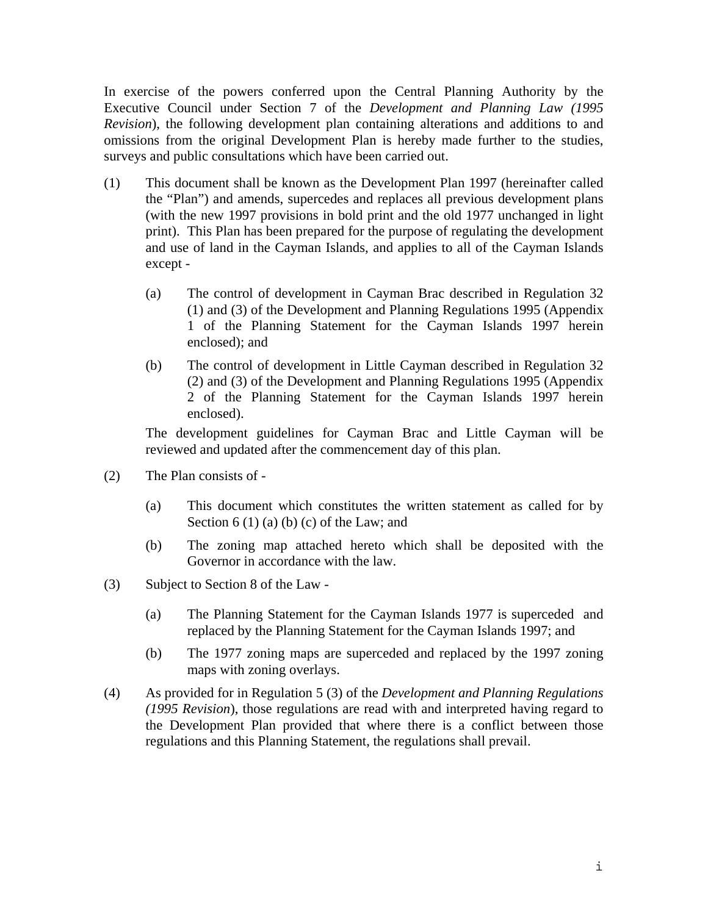In exercise of the powers conferred upon the Central Planning Authority by the Executive Council under Section 7 of the *Development and Planning Law (1995 Revision*), the following development plan containing alterations and additions to and omissions from the original Development Plan is hereby made further to the studies, surveys and public consultations which have been carried out.

(1) This document shall be known as the Development Plan 1997 (hereinafter called the "Plan") and amends, supercedes and replaces all previous development plans (with the new 1997 provisions in bold print and the old 1977 unchanged in light print). This Plan has been prepared for the purpose of regulating the development and use of land in the Cayman Islands, and applies to all of the Cayman Islands except -

> (a) The control of development in Cayman Brac described in Regulation 32 (1) and (3) of the Development and Planning Regulations 1995 (Appendix 1 of the Planning Statement for the Cayman Islands 1997 herein enclosed); and
>
> (b) The control of development in Little Cayman described in Regulation 32 (2) and (3) of the Development and Planning Regulations 1995 (Appendix 2 of the Planning Statement for the Cayman Islands 1997 herein enclosed).

The development guidelines for Cayman Brac and Little Cayman will be reviewed and updated after the commencement day of this plan.

(2) The Plan consists of -

> (a) This document which constitutes the written statement as called for by Section 6 (1) (a) (b) (c) of the Law; and
>
> (b) The zoning map attached hereto which shall be deposited with the Governor in accordance with the law.

(3) Subject to Section 8 of the Law -

> (a) The Planning Statement for the Cayman Islands 1977 is superceded and replaced by the Planning Statement for the Cayman Islands 1997; and
>
> (b) The 1977 zoning maps are superceded and replaced by the 1997 zoning maps with zoning overlays.

(4) As provided for in Regulation 5 (3) of the *Development and Planning Regulations (1995 Revision*), those regulations are read with and interpreted having regard to the Development Plan provided that where there is a conflict between those regulations and this Planning Statement, the regulations shall prevail.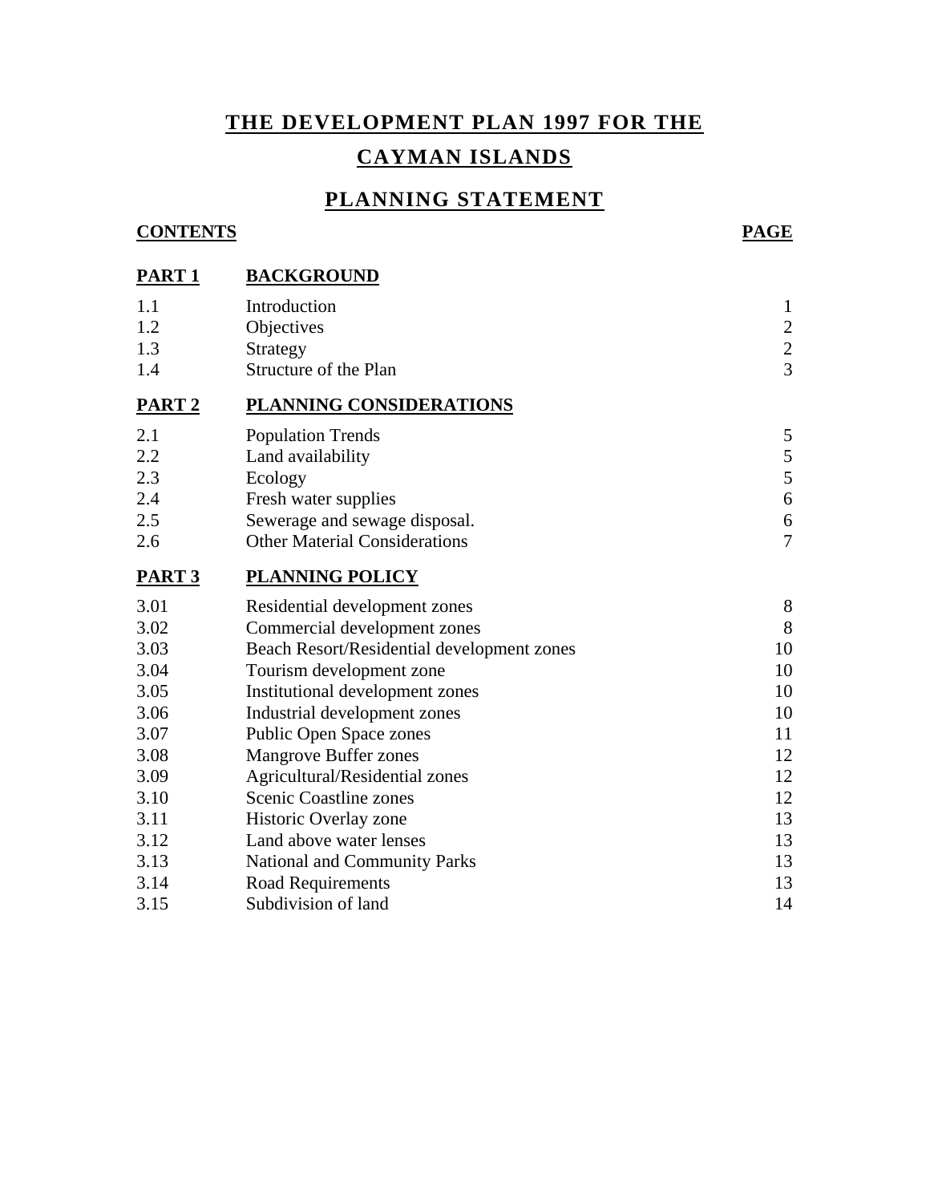# THE DEVELOPMENT PLAN 1997 FOR THE CAYMAN ISLANDS

## PLANNING STATEMENT

| **CONTENTS** | | **PAGE** |
|---|---|---|
| **PART 1** | **BACKGROUND** | |
| 1.1 | Introduction | 1 |
| 1.2 | Objectives | 2 |
| 1.3 | Strategy | 2 |
| 1.4 | Structure of the Plan | 3 |
| **PART 2** | **PLANNING CONSIDERATIONS** | |
| 2.1 | Population Trends | 5 |
| 2.2 | Land availability | 5 |
| 2.3 | Ecology | 5 |
| 2.4 | Fresh water supplies | 6 |
| 2.5 | Sewerage and sewage disposal. | 6 |
| 2.6 | Other Material Considerations | 7 |
| **PART 3** | **PLANNING POLICY** | |
| 3.01 | Residential development zones | 8 |
| 3.02 | Commercial development zones | 8 |
| 3.03 | Beach Resort/Residential development zones | 10 |
| 3.04 | Tourism development zone | 10 |
| 3.05 | Institutional development zones | 10 |
| 3.06 | Industrial development zones | 10 |
| 3.07 | Public Open Space zones | 11 |
| 3.08 | Mangrove Buffer zones | 12 |
| 3.09 | Agricultural/Residential zones | 12 |
| 3.10 | Scenic Coastline zones | 12 |
| 3.11 | Historic Overlay zone | 13 |
| 3.12 | Land above water lenses | 13 |
| 3.13 | National and Community Parks | 13 |
| 3.14 | Road Requirements | 13 |
| 3.15 | Subdivision of land | 14 |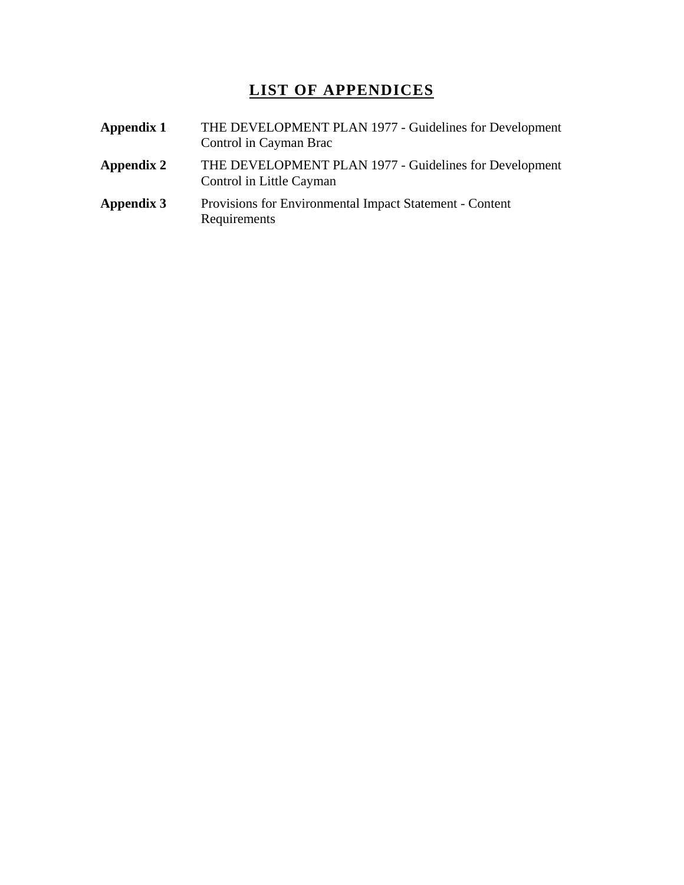# LIST OF APPENDICES

| | |
|---|---|
| **Appendix 1** | THE DEVELOPMENT PLAN 1977 - Guidelines for Development Control in Cayman Brac |
| **Appendix 2** | THE DEVELOPMENT PLAN 1977 - Guidelines for Development Control in Little Cayman |
| **Appendix 3** | Provisions for Environmental Impact Statement - Content Requirements |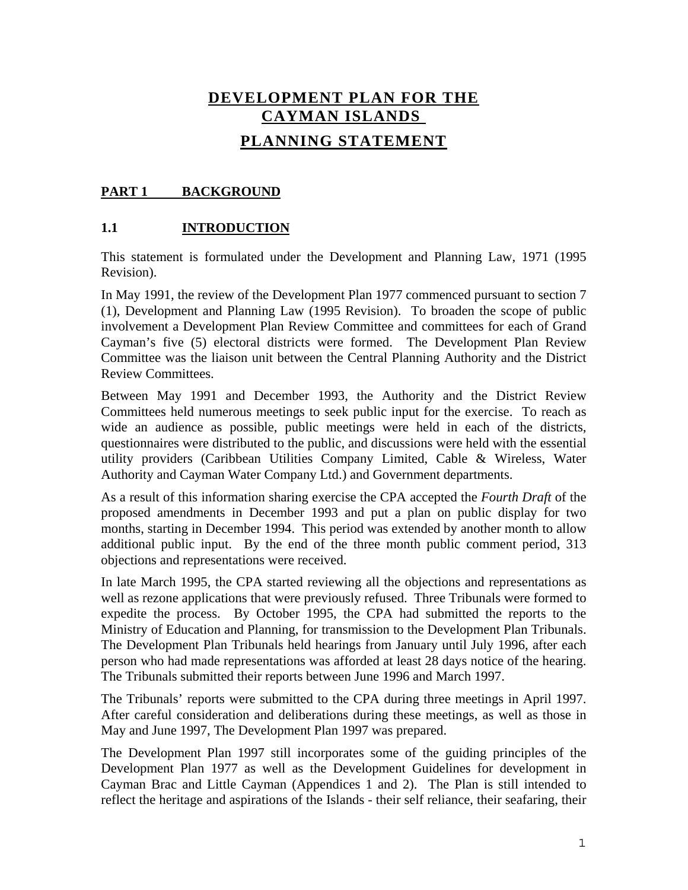# DEVELOPMENT PLAN FOR THE CAYMAN ISLANDS

# PLANNING STATEMENT

## PART 1 BACKGROUND

### 1.1 INTRODUCTION

This statement is formulated under the Development and Planning Law, 1971 (1995 Revision).

In May 1991, the review of the Development Plan 1977 commenced pursuant to section 7 (1), Development and Planning Law (1995 Revision). To broaden the scope of public involvement a Development Plan Review Committee and committees for each of Grand Cayman's five (5) electoral districts were formed. The Development Plan Review Committee was the liaison unit between the Central Planning Authority and the District Review Committees.

Between May 1991 and December 1993, the Authority and the District Review Committees held numerous meetings to seek public input for the exercise. To reach as wide an audience as possible, public meetings were held in each of the districts, questionnaires were distributed to the public, and discussions were held with the essential utility providers (Caribbean Utilities Company Limited, Cable & Wireless, Water Authority and Cayman Water Company Ltd.) and Government departments.

As a result of this information sharing exercise the CPA accepted the *Fourth Draft* of the proposed amendments in December 1993 and put a plan on public display for two months, starting in December 1994. This period was extended by another month to allow additional public input. By the end of the three month public comment period, 313 objections and representations were received.

In late March 1995, the CPA started reviewing all the objections and representations as well as rezone applications that were previously refused. Three Tribunals were formed to expedite the process. By October 1995, the CPA had submitted the reports to the Ministry of Education and Planning, for transmission to the Development Plan Tribunals. The Development Plan Tribunals held hearings from January until July 1996, after each person who had made representations was afforded at least 28 days notice of the hearing. The Tribunals submitted their reports between June 1996 and March 1997.

The Tribunals' reports were submitted to the CPA during three meetings in April 1997. After careful consideration and deliberations during these meetings, as well as those in May and June 1997, The Development Plan 1997 was prepared.

The Development Plan 1997 still incorporates some of the guiding principles of the Development Plan 1977 as well as the Development Guidelines for development in Cayman Brac and Little Cayman (Appendices 1 and 2). The Plan is still intended to reflect the heritage and aspirations of the Islands - their self reliance, their seafaring, their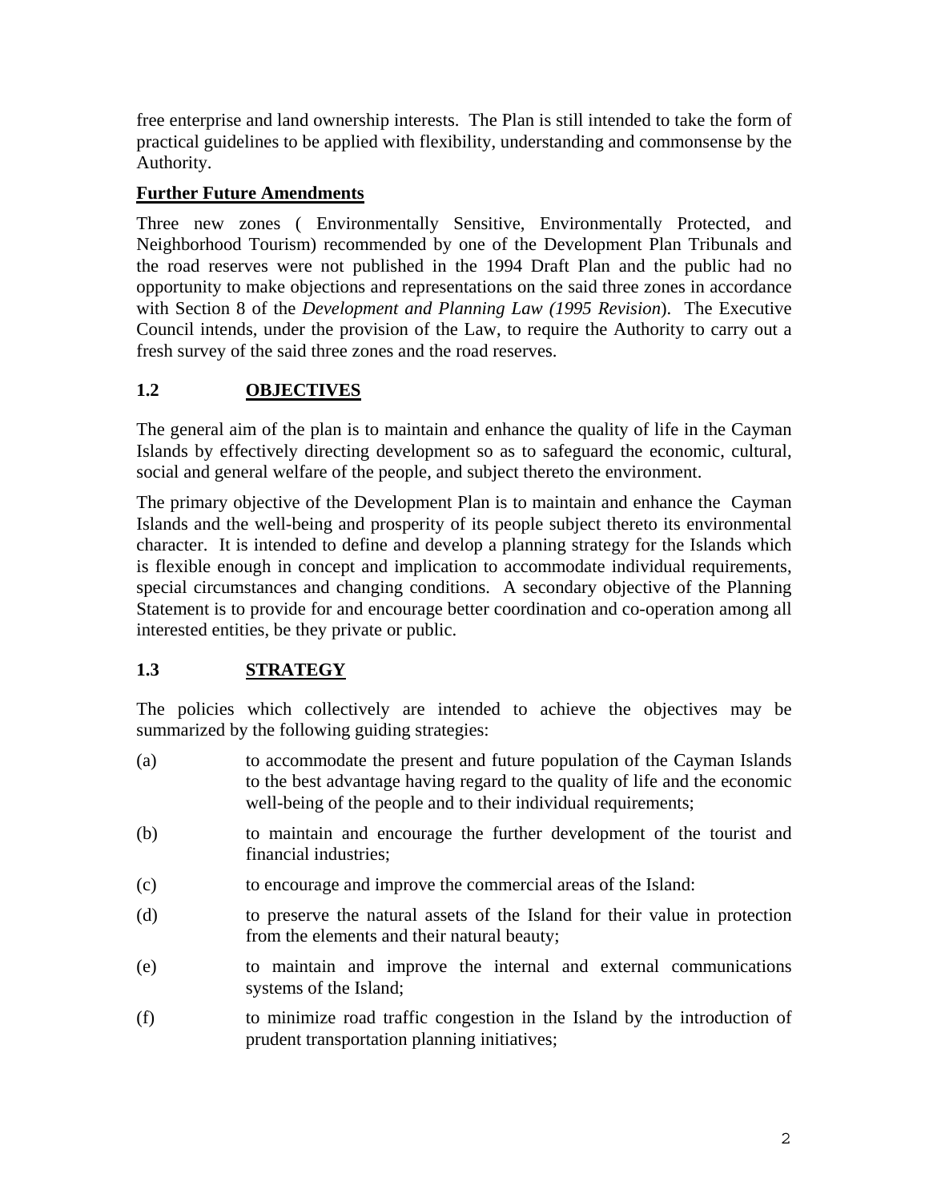free enterprise and land ownership interests. The Plan is still intended to take the form of practical guidelines to be applied with flexibility, understanding and commonsense by the Authority.

**Further Future Amendments**

Three new zones ( Environmentally Sensitive, Environmentally Protected, and Neighborhood Tourism) recommended by one of the Development Plan Tribunals and the road reserves were not published in the 1994 Draft Plan and the public had no opportunity to make objections and representations on the said three zones in accordance with Section 8 of the *Development and Planning Law (1995 Revision*). The Executive Council intends, under the provision of the Law, to require the Authority to carry out a fresh survey of the said three zones and the road reserves.

## 1.2 OBJECTIVES

The general aim of the plan is to maintain and enhance the quality of life in the Cayman Islands by effectively directing development so as to safeguard the economic, cultural, social and general welfare of the people, and subject thereto the environment.

The primary objective of the Development Plan is to maintain and enhance the Cayman Islands and the well-being and prosperity of its people subject thereto its environmental character. It is intended to define and develop a planning strategy for the Islands which is flexible enough in concept and implication to accommodate individual requirements, special circumstances and changing conditions. A secondary objective of the Planning Statement is to provide for and encourage better coordination and co-operation among all interested entities, be they private or public.

## 1.3 STRATEGY

The policies which collectively are intended to achieve the objectives may be summarized by the following guiding strategies:

(a) to accommodate the present and future population of the Cayman Islands to the best advantage having regard to the quality of life and the economic well-being of the people and to their individual requirements;

(b) to maintain and encourage the further development of the tourist and financial industries;

(c) to encourage and improve the commercial areas of the Island:

(d) to preserve the natural assets of the Island for their value in protection from the elements and their natural beauty;

(e) to maintain and improve the internal and external communications systems of the Island;

(f) to minimize road traffic congestion in the Island by the introduction of prudent transportation planning initiatives;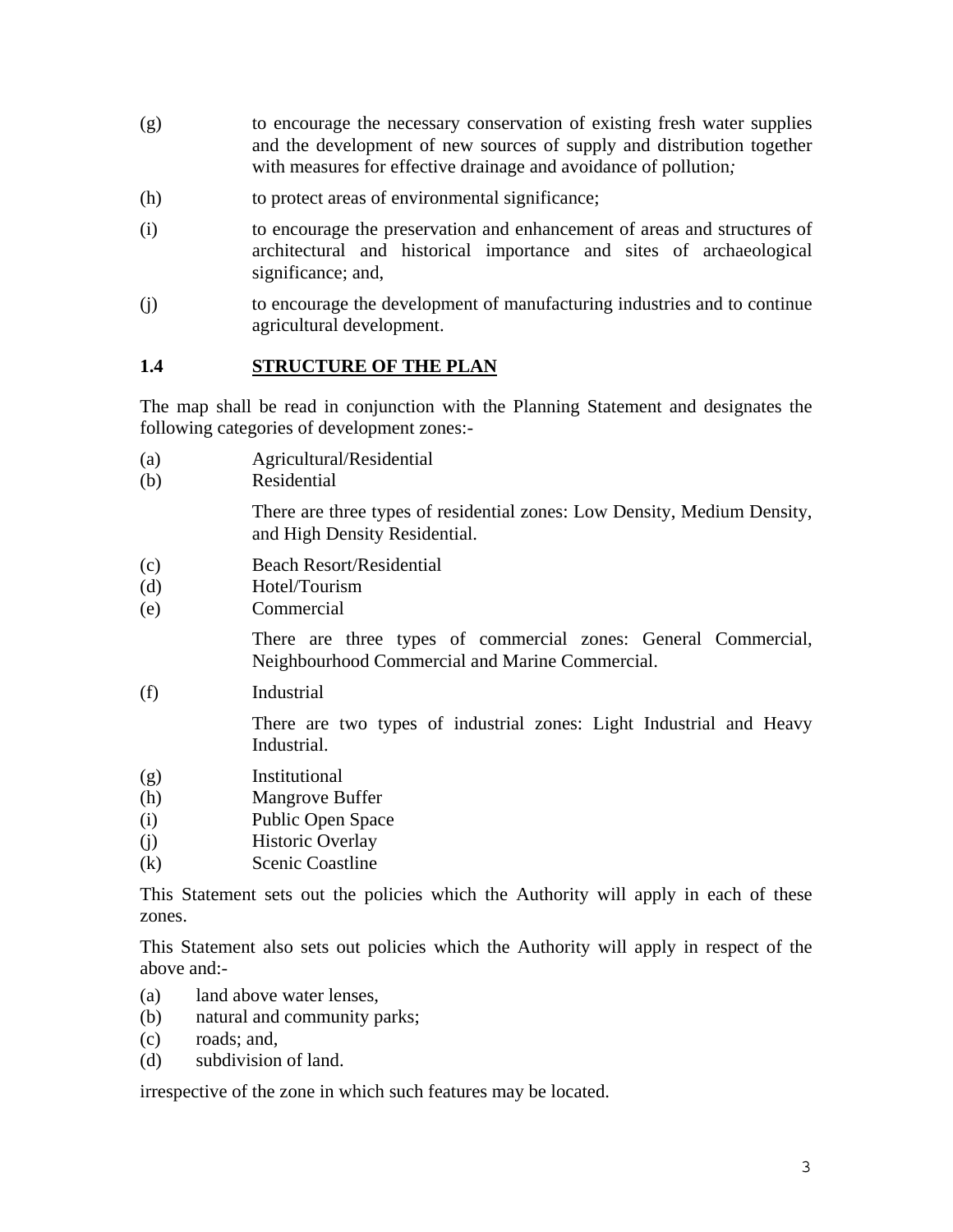(g) to encourage the necessary conservation of existing fresh water supplies and the development of new sources of supply and distribution together with measures for effective drainage and avoidance of pollution*;*

(h) to protect areas of environmental significance;

(i) to encourage the preservation and enhancement of areas and structures of architectural and historical importance and sites of archaeological significance; and,

(j) to encourage the development of manufacturing industries and to continue agricultural development.

## 1.4 STRUCTURE OF THE PLAN

The map shall be read in conjunction with the Planning Statement and designates the following categories of development zones:-

(a) Agricultural/Residential

(b) Residential

There are three types of residential zones: Low Density, Medium Density, and High Density Residential.

(c) Beach Resort/Residential

(d) Hotel/Tourism

(e) Commercial

There are three types of commercial zones: General Commercial, Neighbourhood Commercial and Marine Commercial.

(f) Industrial

There are two types of industrial zones: Light Industrial and Heavy Industrial.

(g) Institutional

(h) Mangrove Buffer

(i) Public Open Space

(j) Historic Overlay

(k) Scenic Coastline

This Statement sets out the policies which the Authority will apply in each of these zones.

This Statement also sets out policies which the Authority will apply in respect of the above and:-

(a) land above water lenses,

(b) natural and community parks;

(c) roads; and,

(d) subdivision of land.

irrespective of the zone in which such features may be located.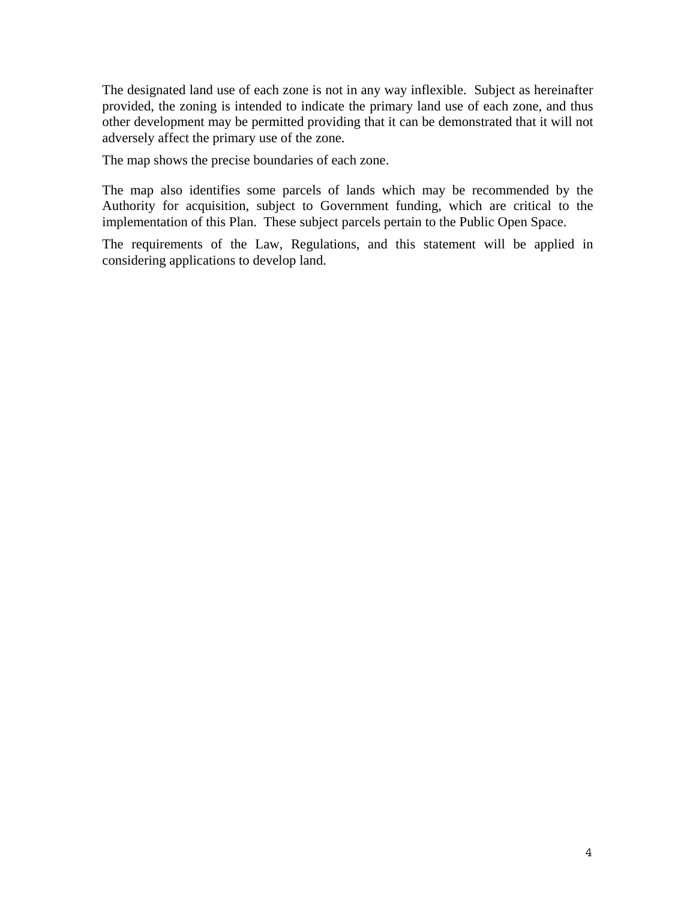The designated land use of each zone is not in any way inflexible. Subject as hereinafter provided, the zoning is intended to indicate the primary land use of each zone, and thus other development may be permitted providing that it can be demonstrated that it will not adversely affect the primary use of the zone.

The map shows the precise boundaries of each zone.

The map also identifies some parcels of lands which may be recommended by the Authority for acquisition, subject to Government funding, which are critical to the implementation of this Plan. These subject parcels pertain to the Public Open Space.

The requirements of the Law, Regulations, and this statement will be applied in considering applications to develop land.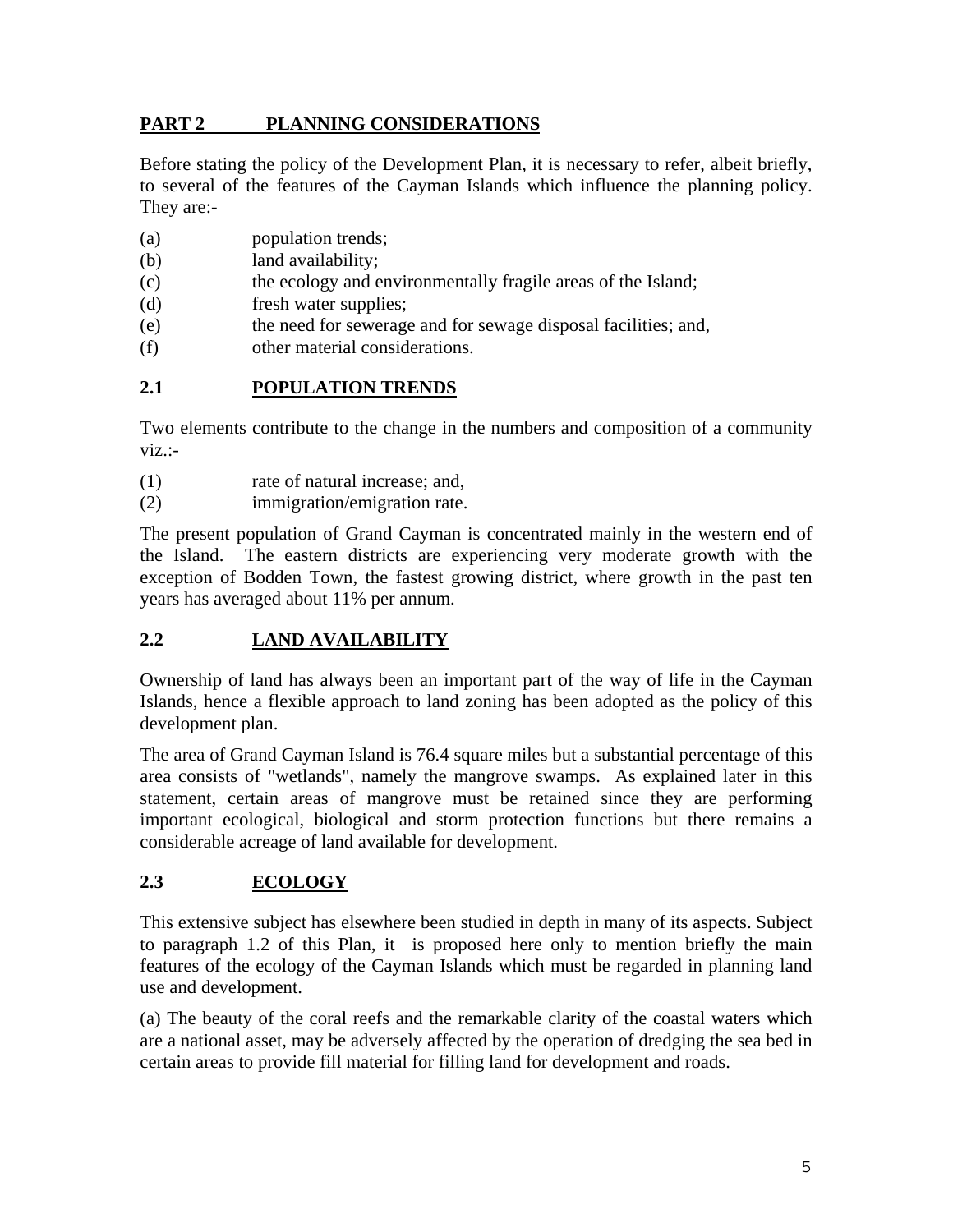## PART 2 PLANNING CONSIDERATIONS

Before stating the policy of the Development Plan, it is necessary to refer, albeit briefly, to several of the features of the Cayman Islands which influence the planning policy. They are:-

(a) population trends;
(b) land availability;
(c) the ecology and environmentally fragile areas of the Island;
(d) fresh water supplies;
(e) the need for sewerage and for sewage disposal facilities; and,
(f) other material considerations.

### 2.1 POPULATION TRENDS

Two elements contribute to the change in the numbers and composition of a community viz.:-

(1) rate of natural increase; and,
(2) immigration/emigration rate.

The present population of Grand Cayman is concentrated mainly in the western end of the Island. The eastern districts are experiencing very moderate growth with the exception of Bodden Town, the fastest growing district, where growth in the past ten years has averaged about 11% per annum.

### 2.2 LAND AVAILABILITY

Ownership of land has always been an important part of the way of life in the Cayman Islands, hence a flexible approach to land zoning has been adopted as the policy of this development plan.

The area of Grand Cayman Island is 76.4 square miles but a substantial percentage of this area consists of "wetlands", namely the mangrove swamps. As explained later in this statement, certain areas of mangrove must be retained since they are performing important ecological, biological and storm protection functions but there remains a considerable acreage of land available for development.

### 2.3 ECOLOGY

This extensive subject has elsewhere been studied in depth in many of its aspects. Subject to paragraph 1.2 of this Plan, it is proposed here only to mention briefly the main features of the ecology of the Cayman Islands which must be regarded in planning land use and development.

(a) The beauty of the coral reefs and the remarkable clarity of the coastal waters which are a national asset, may be adversely affected by the operation of dredging the sea bed in certain areas to provide fill material for filling land for development and roads.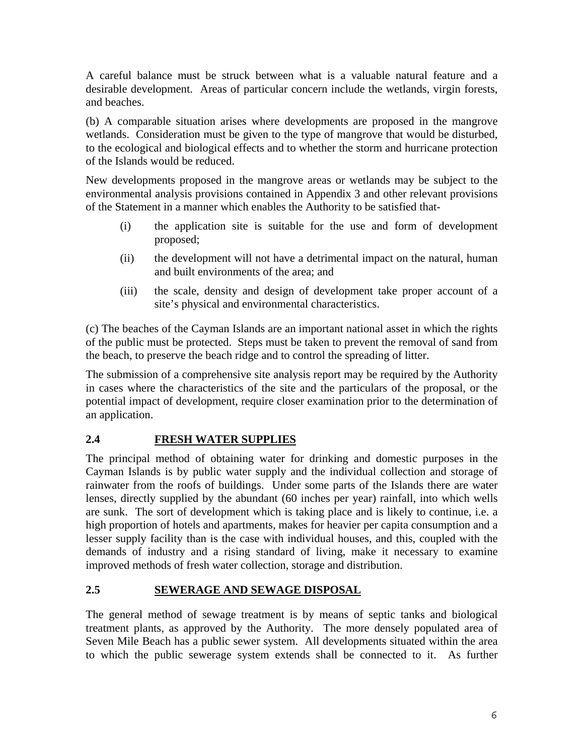A careful balance must be struck between what is a valuable natural feature and a desirable development. Areas of particular concern include the wetlands, virgin forests, and beaches.

(b) A comparable situation arises where developments are proposed in the mangrove wetlands. Consideration must be given to the type of mangrove that would be disturbed, to the ecological and biological effects and to whether the storm and hurricane protection of the Islands would be reduced.

New developments proposed in the mangrove areas or wetlands may be subject to the environmental analysis provisions contained in Appendix 3 and other relevant provisions of the Statement in a manner which enables the Authority to be satisfied that-

(i) the application site is suitable for the use and form of development proposed;

(ii) the development will not have a detrimental impact on the natural, human and built environments of the area; and

(iii) the scale, density and design of development take proper account of a site's physical and environmental characteristics.

(c) The beaches of the Cayman Islands are an important national asset in which the rights of the public must be protected. Steps must be taken to prevent the removal of sand from the beach, to preserve the beach ridge and to control the spreading of litter.

The submission of a comprehensive site analysis report may be required by the Authority in cases where the characteristics of the site and the particulars of the proposal, or the potential impact of development, require closer examination prior to the determination of an application.

## 2.4 FRESH WATER SUPPLIES

The principal method of obtaining water for drinking and domestic purposes in the Cayman Islands is by public water supply and the individual collection and storage of rainwater from the roofs of buildings. Under some parts of the Islands there are water lenses, directly supplied by the abundant (60 inches per year) rainfall, into which wells are sunk. The sort of development which is taking place and is likely to continue, i.e. a high proportion of hotels and apartments, makes for heavier per capita consumption and a lesser supply facility than is the case with individual houses, and this, coupled with the demands of industry and a rising standard of living, make it necessary to examine improved methods of fresh water collection, storage and distribution.

## 2.5 SEWERAGE AND SEWAGE DISPOSAL

The general method of sewage treatment is by means of septic tanks and biological treatment plants, as approved by the Authority. The more densely populated area of Seven Mile Beach has a public sewer system. All developments situated within the area to which the public sewerage system extends shall be connected to it. As further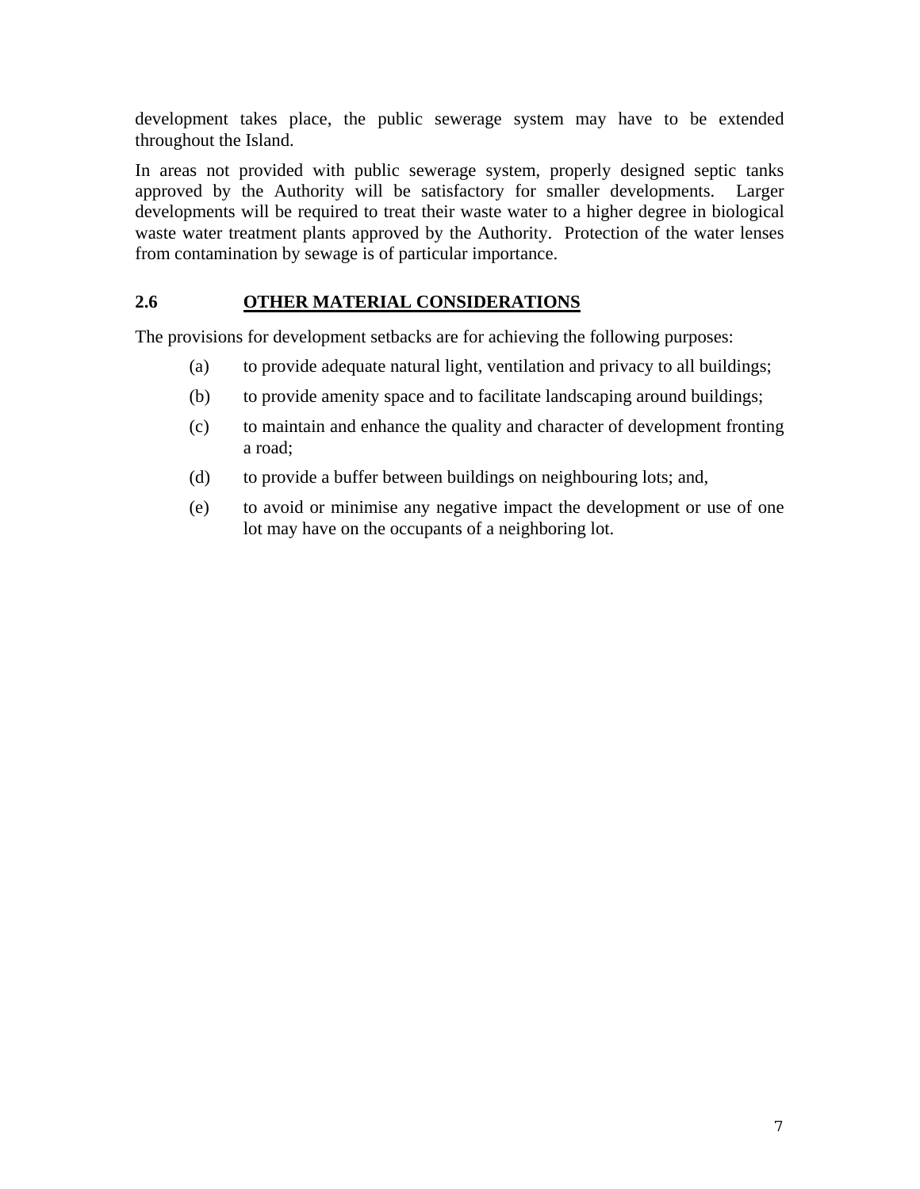development takes place, the public sewerage system may have to be extended throughout the Island.

In areas not provided with public sewerage system, properly designed septic tanks approved by the Authority will be satisfactory for smaller developments. Larger developments will be required to treat their waste water to a higher degree in biological waste water treatment plants approved by the Authority. Protection of the water lenses from contamination by sewage is of particular importance.

## 2.6 OTHER MATERIAL CONSIDERATIONS

The provisions for development setbacks are for achieving the following purposes:

(a) to provide adequate natural light, ventilation and privacy to all buildings;

(b) to provide amenity space and to facilitate landscaping around buildings;

(c) to maintain and enhance the quality and character of development fronting a road;

(d) to provide a buffer between buildings on neighbouring lots; and,

(e) to avoid or minimise any negative impact the development or use of one lot may have on the occupants of a neighboring lot.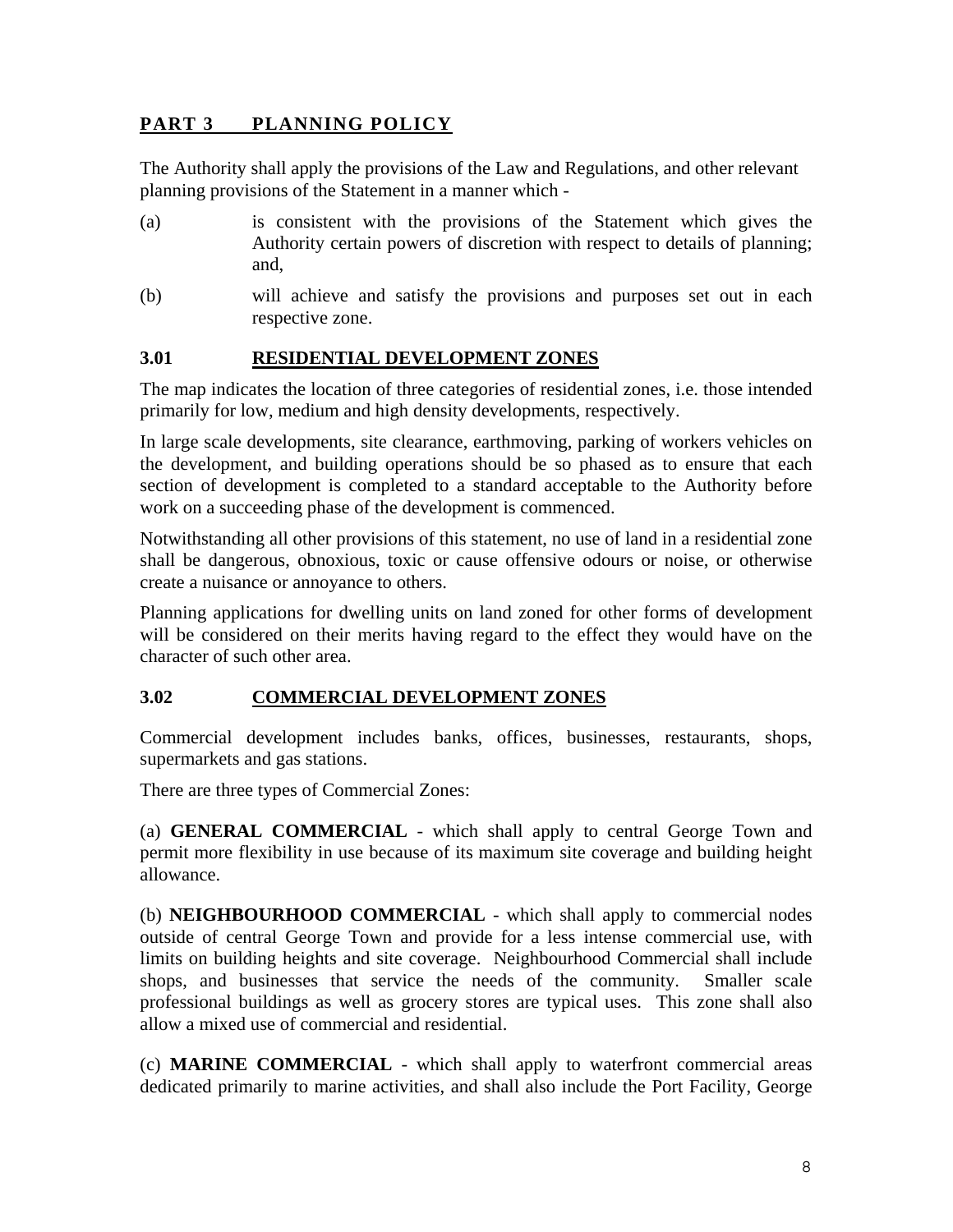## PART 3 PLANNING POLICY

The Authority shall apply the provisions of the Law and Regulations, and other relevant planning provisions of the Statement in a manner which -

(a) is consistent with the provisions of the Statement which gives the Authority certain powers of discretion with respect to details of planning; and,

(b) will achieve and satisfy the provisions and purposes set out in each respective zone.

### 3.01 RESIDENTIAL DEVELOPMENT ZONES

The map indicates the location of three categories of residential zones, i.e. those intended primarily for low, medium and high density developments, respectively.

In large scale developments, site clearance, earthmoving, parking of workers vehicles on the development, and building operations should be so phased as to ensure that each section of development is completed to a standard acceptable to the Authority before work on a succeeding phase of the development is commenced.

Notwithstanding all other provisions of this statement, no use of land in a residential zone shall be dangerous, obnoxious, toxic or cause offensive odours or noise, or otherwise create a nuisance or annoyance to others.

Planning applications for dwelling units on land zoned for other forms of development will be considered on their merits having regard to the effect they would have on the character of such other area.

### 3.02 COMMERCIAL DEVELOPMENT ZONES

Commercial development includes banks, offices, businesses, restaurants, shops, supermarkets and gas stations.

There are three types of Commercial Zones:

(a) **GENERAL COMMERCIAL** - which shall apply to central George Town and permit more flexibility in use because of its maximum site coverage and building height allowance.

(b) **NEIGHBOURHOOD COMMERCIAL** - which shall apply to commercial nodes outside of central George Town and provide for a less intense commercial use, with limits on building heights and site coverage. Neighbourhood Commercial shall include shops, and businesses that service the needs of the community. Smaller scale professional buildings as well as grocery stores are typical uses. This zone shall also allow a mixed use of commercial and residential.

(c) **MARINE COMMERCIAL** - which shall apply to waterfront commercial areas dedicated primarily to marine activities, and shall also include the Port Facility, George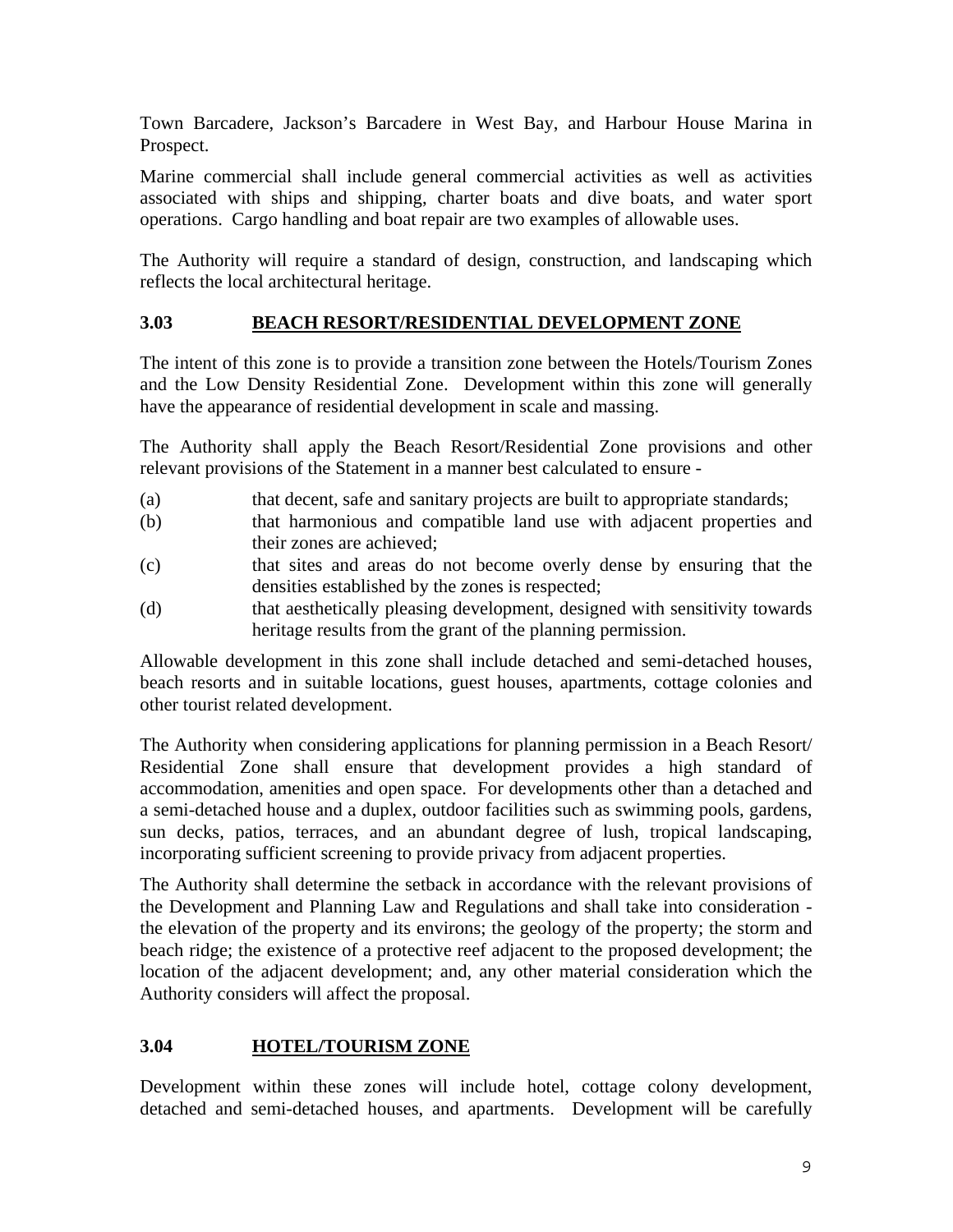Town Barcadere, Jackson's Barcadere in West Bay, and Harbour House Marina in Prospect.

Marine commercial shall include general commercial activities as well as activities associated with ships and shipping, charter boats and dive boats, and water sport operations. Cargo handling and boat repair are two examples of allowable uses.

The Authority will require a standard of design, construction, and landscaping which reflects the local architectural heritage.

### 3.03 BEACH RESORT/RESIDENTIAL DEVELOPMENT ZONE

The intent of this zone is to provide a transition zone between the Hotels/Tourism Zones and the Low Density Residential Zone. Development within this zone will generally have the appearance of residential development in scale and massing.

The Authority shall apply the Beach Resort/Residential Zone provisions and other relevant provisions of the Statement in a manner best calculated to ensure -

(a) that decent, safe and sanitary projects are built to appropriate standards;

(b) that harmonious and compatible land use with adjacent properties and their zones are achieved;

(c) that sites and areas do not become overly dense by ensuring that the densities established by the zones is respected;

(d) that aesthetically pleasing development, designed with sensitivity towards heritage results from the grant of the planning permission.

Allowable development in this zone shall include detached and semi-detached houses, beach resorts and in suitable locations, guest houses, apartments, cottage colonies and other tourist related development.

The Authority when considering applications for planning permission in a Beach Resort/ Residential Zone shall ensure that development provides a high standard of accommodation, amenities and open space. For developments other than a detached and a semi-detached house and a duplex, outdoor facilities such as swimming pools, gardens, sun decks, patios, terraces, and an abundant degree of lush, tropical landscaping, incorporating sufficient screening to provide privacy from adjacent properties.

The Authority shall determine the setback in accordance with the relevant provisions of the Development and Planning Law and Regulations and shall take into consideration - the elevation of the property and its environs; the geology of the property; the storm and beach ridge; the existence of a protective reef adjacent to the proposed development; the location of the adjacent development; and, any other material consideration which the Authority considers will affect the proposal.

### 3.04 HOTEL/TOURISM ZONE

Development within these zones will include hotel, cottage colony development, detached and semi-detached houses, and apartments. Development will be carefully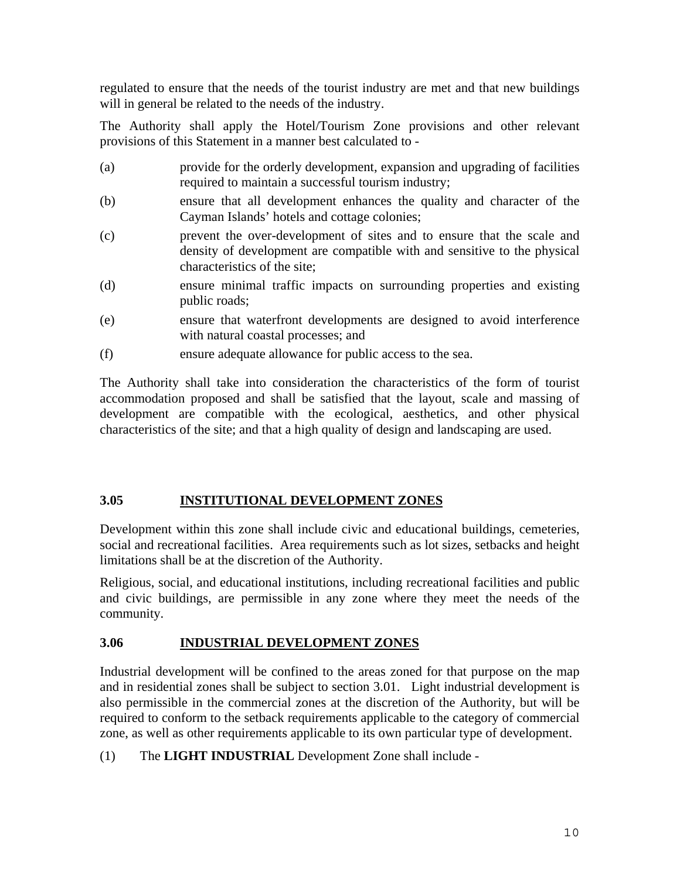regulated to ensure that the needs of the tourist industry are met and that new buildings will in general be related to the needs of the industry.

The Authority shall apply the Hotel/Tourism Zone provisions and other relevant provisions of this Statement in a manner best calculated to -

(a) provide for the orderly development, expansion and upgrading of facilities required to maintain a successful tourism industry;

(b) ensure that all development enhances the quality and character of the Cayman Islands' hotels and cottage colonies;

(c) prevent the over-development of sites and to ensure that the scale and density of development are compatible with and sensitive to the physical characteristics of the site;

(d) ensure minimal traffic impacts on surrounding properties and existing public roads;

(e) ensure that waterfront developments are designed to avoid interference with natural coastal processes; and

(f) ensure adequate allowance for public access to the sea.

The Authority shall take into consideration the characteristics of the form of tourist accommodation proposed and shall be satisfied that the layout, scale and massing of development are compatible with the ecological, aesthetics, and other physical characteristics of the site; and that a high quality of design and landscaping are used.

### 3.05 INSTITUTIONAL DEVELOPMENT ZONES

Development within this zone shall include civic and educational buildings, cemeteries, social and recreational facilities. Area requirements such as lot sizes, setbacks and height limitations shall be at the discretion of the Authority.

Religious, social, and educational institutions, including recreational facilities and public and civic buildings, are permissible in any zone where they meet the needs of the community.

### 3.06 INDUSTRIAL DEVELOPMENT ZONES

Industrial development will be confined to the areas zoned for that purpose on the map and in residential zones shall be subject to section 3.01. Light industrial development is also permissible in the commercial zones at the discretion of the Authority, but will be required to conform to the setback requirements applicable to the category of commercial zone, as well as other requirements applicable to its own particular type of development.

(1) The **LIGHT INDUSTRIAL** Development Zone shall include -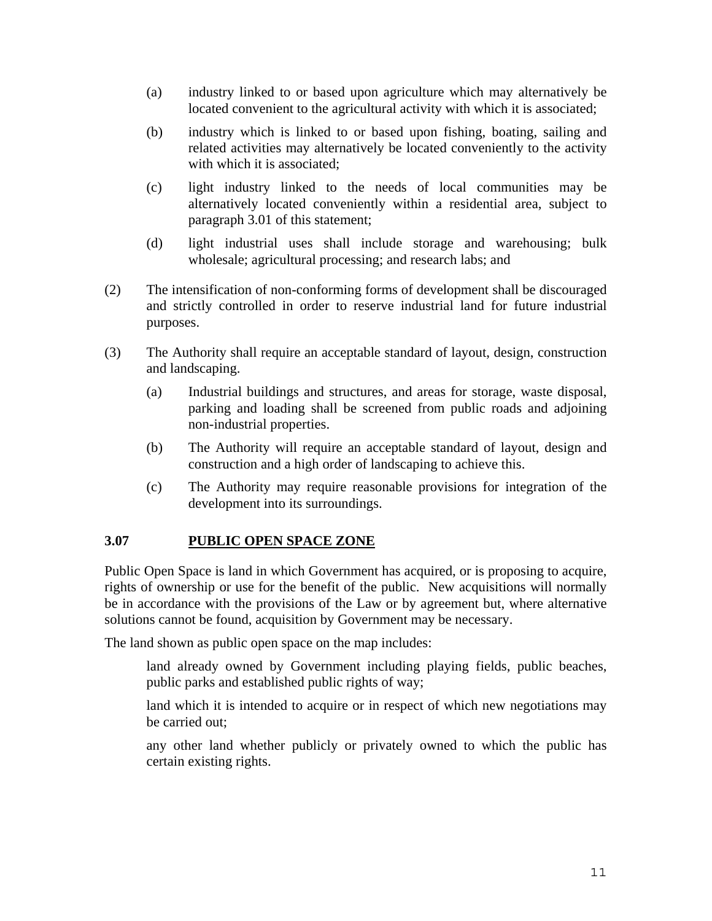(a) industry linked to or based upon agriculture which may alternatively be located convenient to the agricultural activity with which it is associated;

(b) industry which is linked to or based upon fishing, boating, sailing and related activities may alternatively be located conveniently to the activity with which it is associated;

(c) light industry linked to the needs of local communities may be alternatively located conveniently within a residential area, subject to paragraph 3.01 of this statement;

(d) light industrial uses shall include storage and warehousing; bulk wholesale; agricultural processing; and research labs; and

(2) The intensification of non-conforming forms of development shall be discouraged and strictly controlled in order to reserve industrial land for future industrial purposes.

(3) The Authority shall require an acceptable standard of layout, design, construction and landscaping.

(a) Industrial buildings and structures, and areas for storage, waste disposal, parking and loading shall be screened from public roads and adjoining non-industrial properties.

(b) The Authority will require an acceptable standard of layout, design and construction and a high order of landscaping to achieve this.

(c) The Authority may require reasonable provisions for integration of the development into its surroundings.

### 3.07 PUBLIC OPEN SPACE ZONE

Public Open Space is land in which Government has acquired, or is proposing to acquire, rights of ownership or use for the benefit of the public. New acquisitions will normally be in accordance with the provisions of the Law or by agreement but, where alternative solutions cannot be found, acquisition by Government may be necessary.

The land shown as public open space on the map includes:

land already owned by Government including playing fields, public beaches, public parks and established public rights of way;

land which it is intended to acquire or in respect of which new negotiations may be carried out;

any other land whether publicly or privately owned to which the public has certain existing rights.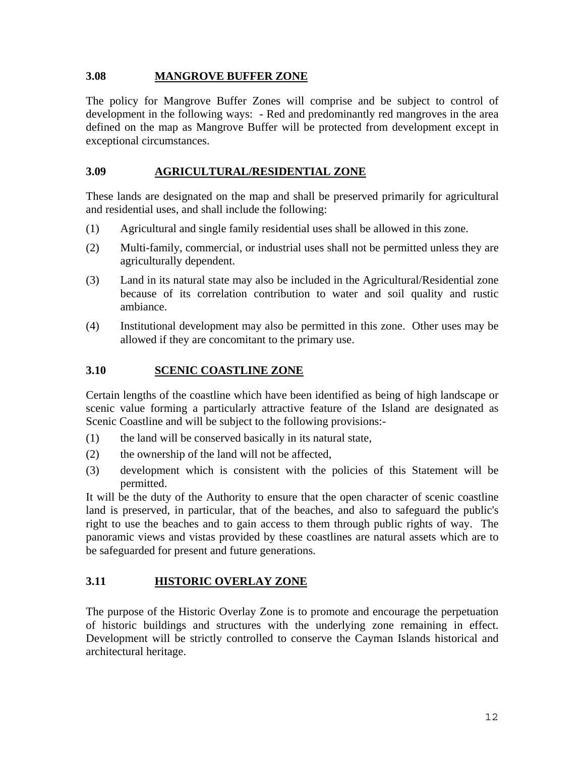### 3.08 MANGROVE BUFFER ZONE

The policy for Mangrove Buffer Zones will comprise and be subject to control of development in the following ways: - Red and predominantly red mangroves in the area defined on the map as Mangrove Buffer will be protected from development except in exceptional circumstances.

### 3.09 AGRICULTURAL/RESIDENTIAL ZONE

These lands are designated on the map and shall be preserved primarily for agricultural and residential uses, and shall include the following:

(1) Agricultural and single family residential uses shall be allowed in this zone.

(2) Multi-family, commercial, or industrial uses shall not be permitted unless they are agriculturally dependent.

(3) Land in its natural state may also be included in the Agricultural/Residential zone because of its correlation contribution to water and soil quality and rustic ambiance.

(4) Institutional development may also be permitted in this zone. Other uses may be allowed if they are concomitant to the primary use.

### 3.10 SCENIC COASTLINE ZONE

Certain lengths of the coastline which have been identified as being of high landscape or scenic value forming a particularly attractive feature of the Island are designated as Scenic Coastline and will be subject to the following provisions:-

(1) the land will be conserved basically in its natural state,

(2) the ownership of the land will not be affected,

(3) development which is consistent with the policies of this Statement will be permitted.

It will be the duty of the Authority to ensure that the open character of scenic coastline land is preserved, in particular, that of the beaches, and also to safeguard the public's right to use the beaches and to gain access to them through public rights of way. The panoramic views and vistas provided by these coastlines are natural assets which are to be safeguarded for present and future generations.

### 3.11 HISTORIC OVERLAY ZONE

The purpose of the Historic Overlay Zone is to promote and encourage the perpetuation of historic buildings and structures with the underlying zone remaining in effect. Development will be strictly controlled to conserve the Cayman Islands historical and architectural heritage.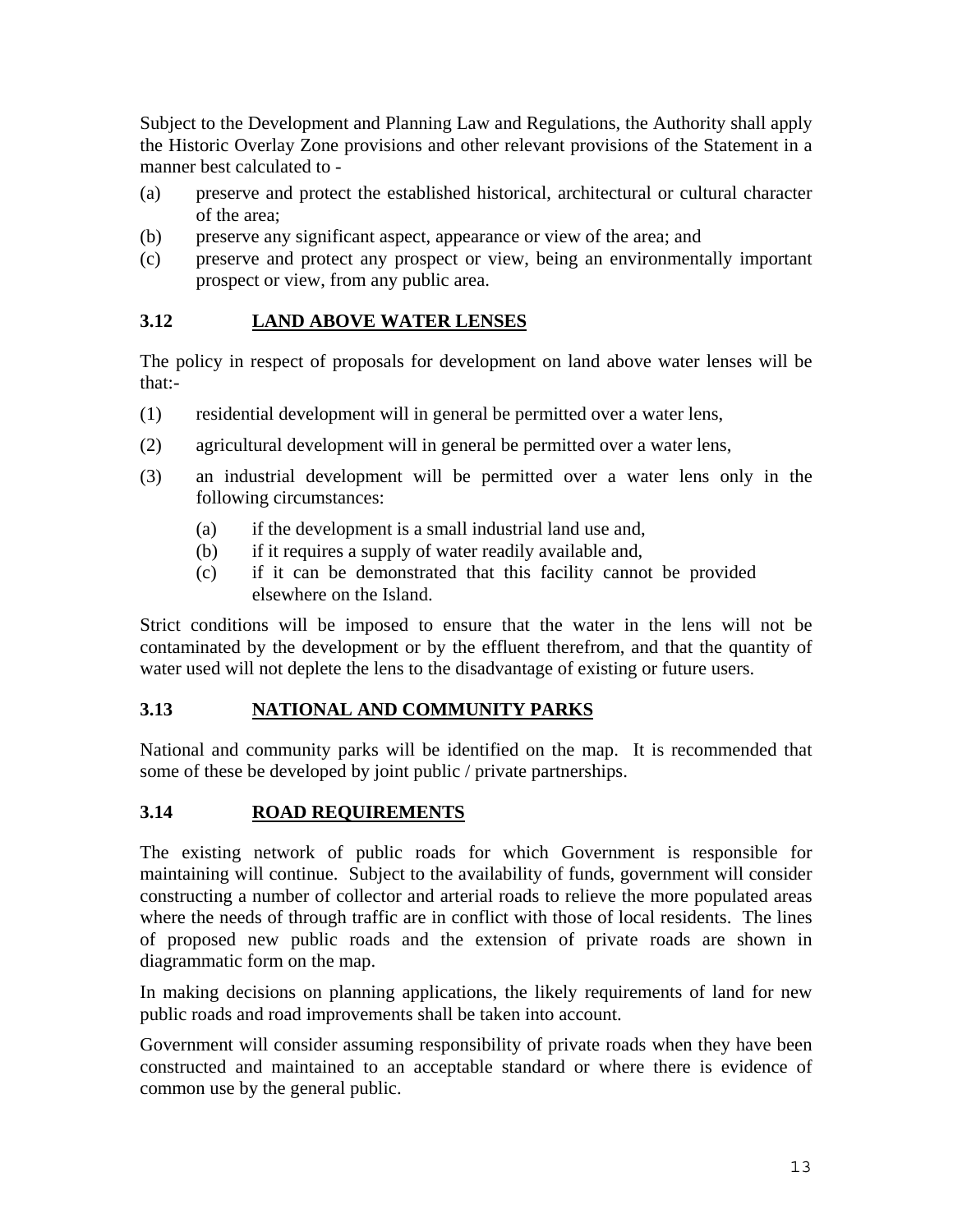Subject to the Development and Planning Law and Regulations, the Authority shall apply the Historic Overlay Zone provisions and other relevant provisions of the Statement in a manner best calculated to -

(a) preserve and protect the established historical, architectural or cultural character of the area;

(b) preserve any significant aspect, appearance or view of the area; and

(c) preserve and protect any prospect or view, being an environmentally important prospect or view, from any public area.

### 3.12 LAND ABOVE WATER LENSES

The policy in respect of proposals for development on land above water lenses will be that:-

(1) residential development will in general be permitted over a water lens,

(2) agricultural development will in general be permitted over a water lens,

(3) an industrial development will be permitted over a water lens only in the following circumstances:

   (a) if the development is a small industrial land use and,
   
   (b) if it requires a supply of water readily available and,
   
   (c) if it can be demonstrated that this facility cannot be provided elsewhere on the Island.

Strict conditions will be imposed to ensure that the water in the lens will not be contaminated by the development or by the effluent therefrom, and that the quantity of water used will not deplete the lens to the disadvantage of existing or future users.

### 3.13 NATIONAL AND COMMUNITY PARKS

National and community parks will be identified on the map. It is recommended that some of these be developed by joint public / private partnerships.

### 3.14 ROAD REQUIREMENTS

The existing network of public roads for which Government is responsible for maintaining will continue. Subject to the availability of funds, government will consider constructing a number of collector and arterial roads to relieve the more populated areas where the needs of through traffic are in conflict with those of local residents. The lines of proposed new public roads and the extension of private roads are shown in diagrammatic form on the map.

In making decisions on planning applications, the likely requirements of land for new public roads and road improvements shall be taken into account.

Government will consider assuming responsibility of private roads when they have been constructed and maintained to an acceptable standard or where there is evidence of common use by the general public.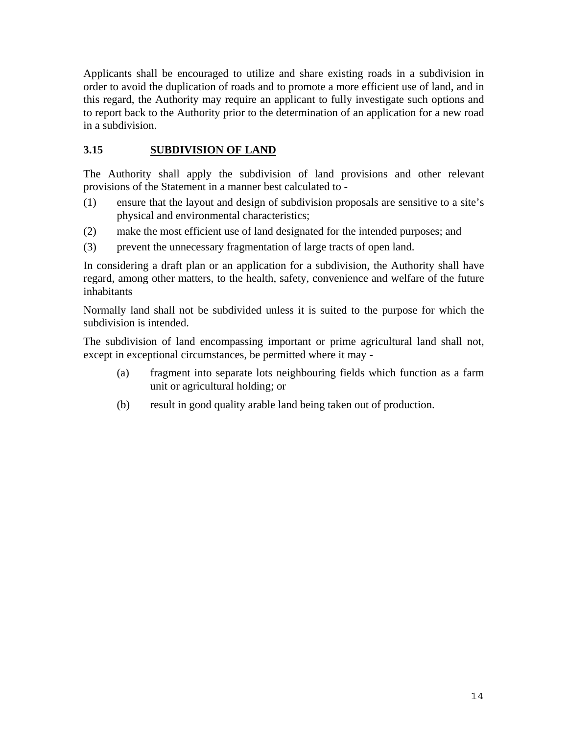Applicants shall be encouraged to utilize and share existing roads in a subdivision in order to avoid the duplication of roads and to promote a more efficient use of land, and in this regard, the Authority may require an applicant to fully investigate such options and to report back to the Authority prior to the determination of an application for a new road in a subdivision.

## 3.15 SUBDIVISION OF LAND

The Authority shall apply the subdivision of land provisions and other relevant provisions of the Statement in a manner best calculated to -

(1) ensure that the layout and design of subdivision proposals are sensitive to a site's physical and environmental characteristics;

(2) make the most efficient use of land designated for the intended purposes; and

(3) prevent the unnecessary fragmentation of large tracts of open land.

In considering a draft plan or an application for a subdivision, the Authority shall have regard, among other matters, to the health, safety, convenience and welfare of the future inhabitants

Normally land shall not be subdivided unless it is suited to the purpose for which the subdivision is intended.

The subdivision of land encompassing important or prime agricultural land shall not, except in exceptional circumstances, be permitted where it may -

(a) fragment into separate lots neighbouring fields which function as a farm unit or agricultural holding; or

(b) result in good quality arable land being taken out of production.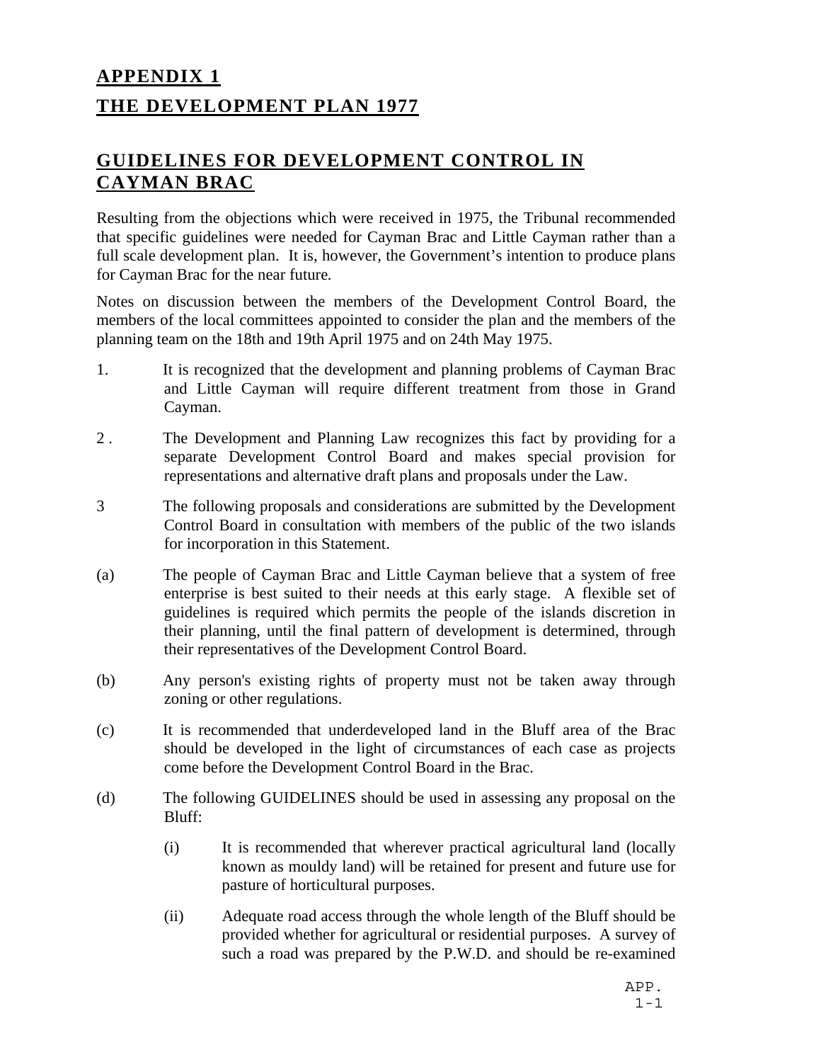# APPENDIX 1

# THE DEVELOPMENT PLAN 1977

## GUIDELINES FOR DEVELOPMENT CONTROL IN CAYMAN BRAC

Resulting from the objections which were received in 1975, the Tribunal recommended that specific guidelines were needed for Cayman Brac and Little Cayman rather than a full scale development plan. It is, however, the Government's intention to produce plans for Cayman Brac for the near future.

Notes on discussion between the members of the Development Control Board, the members of the local committees appointed to consider the plan and the members of the planning team on the 18th and 19th April 1975 and on 24th May 1975.

1. It is recognized that the development and planning problems of Cayman Brac and Little Cayman will require different treatment from those in Grand Cayman.

2 . The Development and Planning Law recognizes this fact by providing for a separate Development Control Board and makes special provision for representations and alternative draft plans and proposals under the Law.

3 The following proposals and considerations are submitted by the Development Control Board in consultation with members of the public of the two islands for incorporation in this Statement.

(a) The people of Cayman Brac and Little Cayman believe that a system of free enterprise is best suited to their needs at this early stage. A flexible set of guidelines is required which permits the people of the islands discretion in their planning, until the final pattern of development is determined, through their representatives of the Development Control Board.

(b) Any person's existing rights of property must not be taken away through zoning or other regulations.

(c) It is recommended that underdeveloped land in the Bluff area of the Brac should be developed in the light of circumstances of each case as projects come before the Development Control Board in the Brac.

(d) The following GUIDELINES should be used in assessing any proposal on the Bluff:

  (i) It is recommended that wherever practical agricultural land (locally known as mouldy land) will be retained for present and future use for pasture of horticultural purposes.

  (ii) Adequate road access through the whole length of the Bluff should be provided whether for agricultural or residential purposes. A survey of such a road was prepared by the P.W.D. and should be re-examined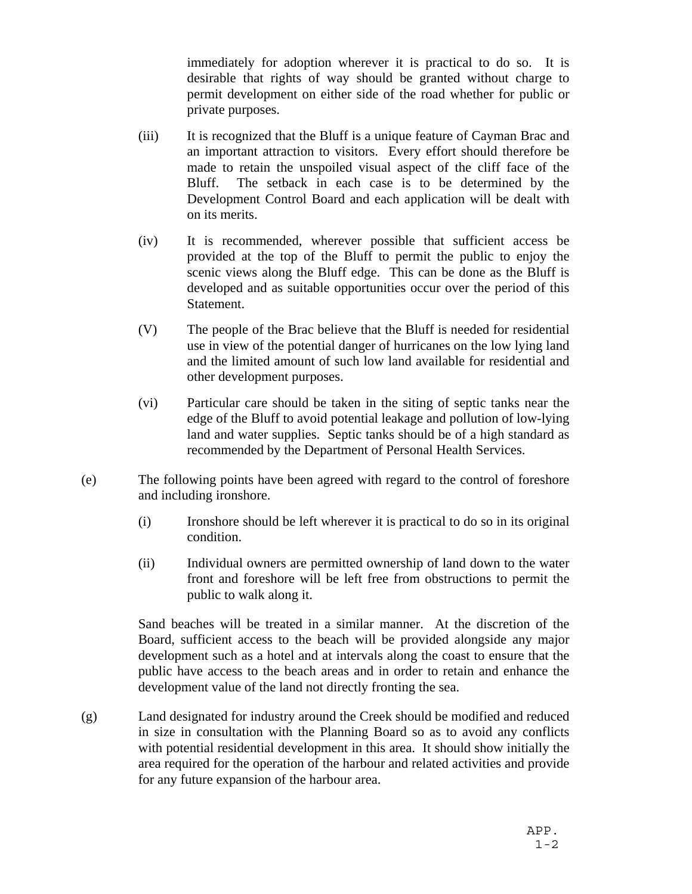immediately for adoption wherever it is practical to do so. It is desirable that rights of way should be granted without charge to permit development on either side of the road whether for public or private purposes.

(iii) It is recognized that the Bluff is a unique feature of Cayman Brac and an important attraction to visitors. Every effort should therefore be made to retain the unspoiled visual aspect of the cliff face of the Bluff. The setback in each case is to be determined by the Development Control Board and each application will be dealt with on its merits.

(iv) It is recommended, wherever possible that sufficient access be provided at the top of the Bluff to permit the public to enjoy the scenic views along the Bluff edge. This can be done as the Bluff is developed and as suitable opportunities occur over the period of this Statement.

(V) The people of the Brac believe that the Bluff is needed for residential use in view of the potential danger of hurricanes on the low lying land and the limited amount of such low land available for residential and other development purposes.

(vi) Particular care should be taken in the siting of septic tanks near the edge of the Bluff to avoid potential leakage and pollution of low-lying land and water supplies. Septic tanks should be of a high standard as recommended by the Department of Personal Health Services.

(e) The following points have been agreed with regard to the control of foreshore and including ironshore.

(i) Ironshore should be left wherever it is practical to do so in its original condition.

(ii) Individual owners are permitted ownership of land down to the water front and foreshore will be left free from obstructions to permit the public to walk along it.

Sand beaches will be treated in a similar manner. At the discretion of the Board, sufficient access to the beach will be provided alongside any major development such as a hotel and at intervals along the coast to ensure that the public have access to the beach areas and in order to retain and enhance the development value of the land not directly fronting the sea.

(g) Land designated for industry around the Creek should be modified and reduced in size in consultation with the Planning Board so as to avoid any conflicts with potential residential development in this area. It should show initially the area required for the operation of the harbour and related activities and provide for any future expansion of the harbour area.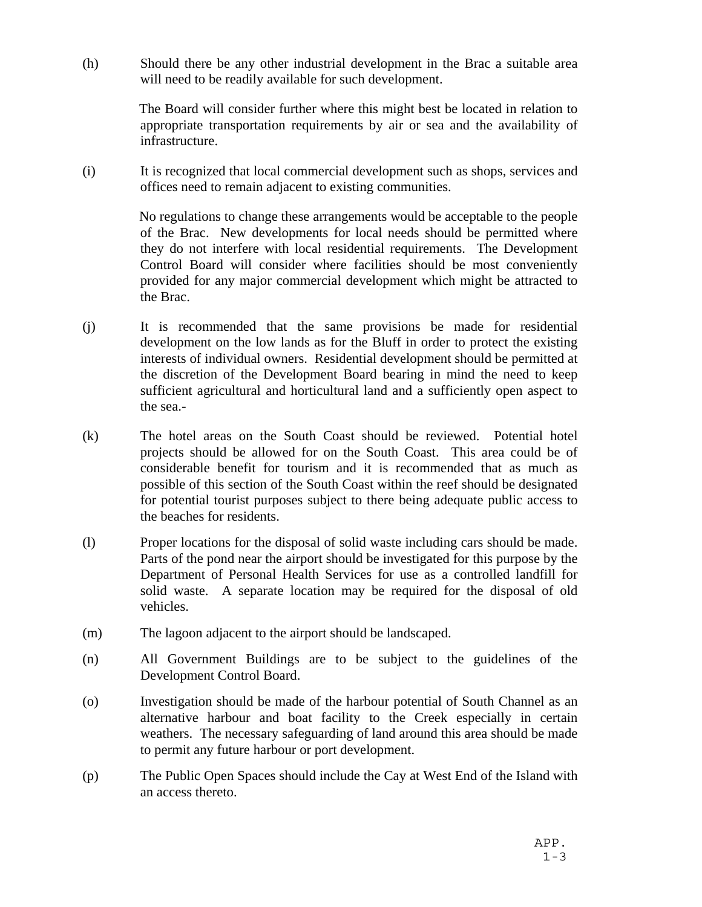(h) Should there be any other industrial development in the Brac a suitable area will need to be readily available for such development.

The Board will consider further where this might best be located in relation to appropriate transportation requirements by air or sea and the availability of infrastructure.

(i) It is recognized that local commercial development such as shops, services and offices need to remain adjacent to existing communities.

No regulations to change these arrangements would be acceptable to the people of the Brac. New developments for local needs should be permitted where they do not interfere with local residential requirements. The Development Control Board will consider where facilities should be most conveniently provided for any major commercial development which might be attracted to the Brac.

(j) It is recommended that the same provisions be made for residential development on the low lands as for the Bluff in order to protect the existing interests of individual owners. Residential development should be permitted at the discretion of the Development Board bearing in mind the need to keep sufficient agricultural and horticultural land and a sufficiently open aspect to the sea.-

(k) The hotel areas on the South Coast should be reviewed. Potential hotel projects should be allowed for on the South Coast. This area could be of considerable benefit for tourism and it is recommended that as much as possible of this section of the South Coast within the reef should be designated for potential tourist purposes subject to there being adequate public access to the beaches for residents.

(l) Proper locations for the disposal of solid waste including cars should be made. Parts of the pond near the airport should be investigated for this purpose by the Department of Personal Health Services for use as a controlled landfill for solid waste. A separate location may be required for the disposal of old vehicles.

(m) The lagoon adjacent to the airport should be landscaped.

(n) All Government Buildings are to be subject to the guidelines of the Development Control Board.

(o) Investigation should be made of the harbour potential of South Channel as an alternative harbour and boat facility to the Creek especially in certain weathers. The necessary safeguarding of land around this area should be made to permit any future harbour or port development.

(p) The Public Open Spaces should include the Cay at West End of the Island with an access thereto.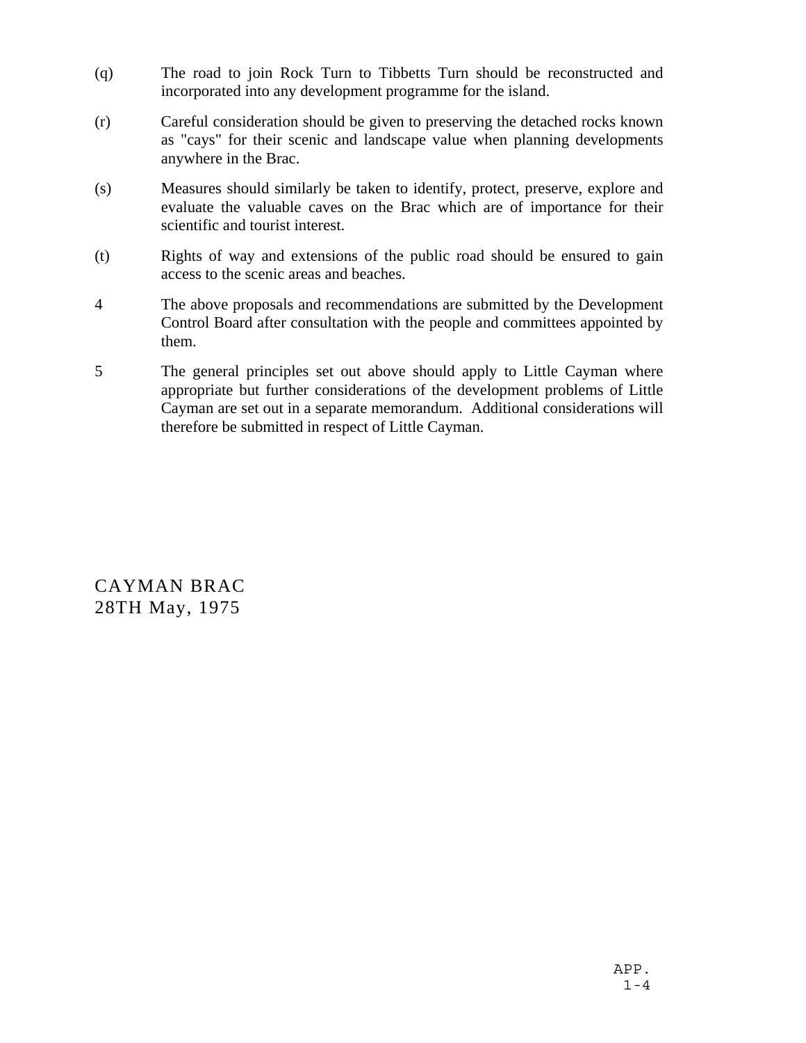(q) The road to join Rock Turn to Tibbetts Turn should be reconstructed and incorporated into any development programme for the island.

(r) Careful consideration should be given to preserving the detached rocks known as "cays" for their scenic and landscape value when planning developments anywhere in the Brac.

(s) Measures should similarly be taken to identify, protect, preserve, explore and evaluate the valuable caves on the Brac which are of importance for their scientific and tourist interest.

(t) Rights of way and extensions of the public road should be ensured to gain access to the scenic areas and beaches.

4 The above proposals and recommendations are submitted by the Development Control Board after consultation with the people and committees appointed by them.

5 The general principles set out above should apply to Little Cayman where appropriate but further considerations of the development problems of Little Cayman are set out in a separate memorandum. Additional considerations will therefore be submitted in respect of Little Cayman.

CAYMAN BRAC
28TH May, 1975

APP.
1-4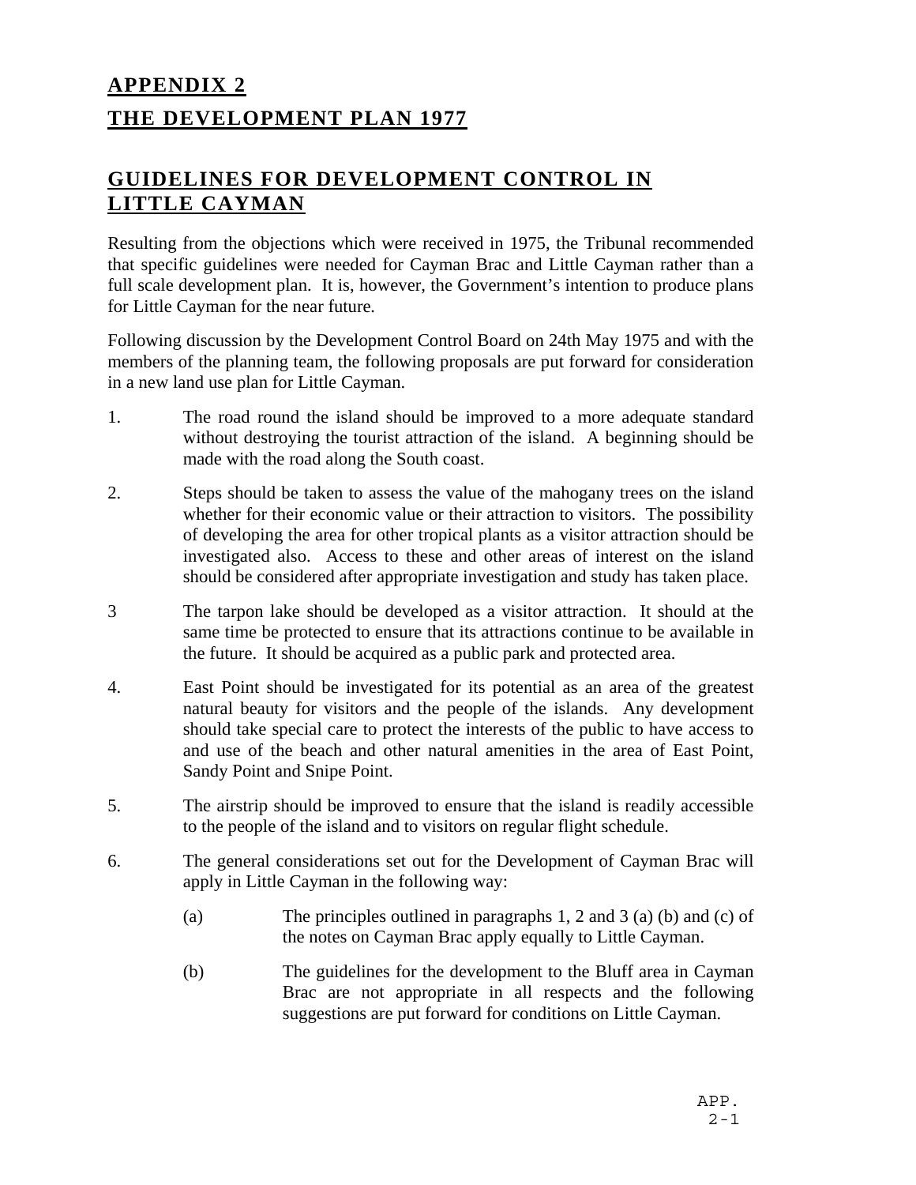# APPENDIX 2

# THE DEVELOPMENT PLAN 1977

## GUIDELINES FOR DEVELOPMENT CONTROL IN LITTLE CAYMAN

Resulting from the objections which were received in 1975, the Tribunal recommended that specific guidelines were needed for Cayman Brac and Little Cayman rather than a full scale development plan. It is, however, the Government's intention to produce plans for Little Cayman for the near future.

Following discussion by the Development Control Board on 24th May 1975 and with the members of the planning team, the following proposals are put forward for consideration in a new land use plan for Little Cayman.

1. The road round the island should be improved to a more adequate standard without destroying the tourist attraction of the island. A beginning should be made with the road along the South coast.

2. Steps should be taken to assess the value of the mahogany trees on the island whether for their economic value or their attraction to visitors. The possibility of developing the area for other tropical plants as a visitor attraction should be investigated also. Access to these and other areas of interest on the island should be considered after appropriate investigation and study has taken place.

3 The tarpon lake should be developed as a visitor attraction. It should at the same time be protected to ensure that its attractions continue to be available in the future. It should be acquired as a public park and protected area.

4. East Point should be investigated for its potential as an area of the greatest natural beauty for visitors and the people of the islands. Any development should take special care to protect the interests of the public to have access to and use of the beach and other natural amenities in the area of East Point, Sandy Point and Snipe Point.

5. The airstrip should be improved to ensure that the island is readily accessible to the people of the island and to visitors on regular flight schedule.

6. The general considerations set out for the Development of Cayman Brac will apply in Little Cayman in the following way:

   (a) The principles outlined in paragraphs 1, 2 and 3 (a) (b) and (c) of the notes on Cayman Brac apply equally to Little Cayman.

   (b) The guidelines for the development to the Bluff area in Cayman Brac are not appropriate in all respects and the following suggestions are put forward for conditions on Little Cayman.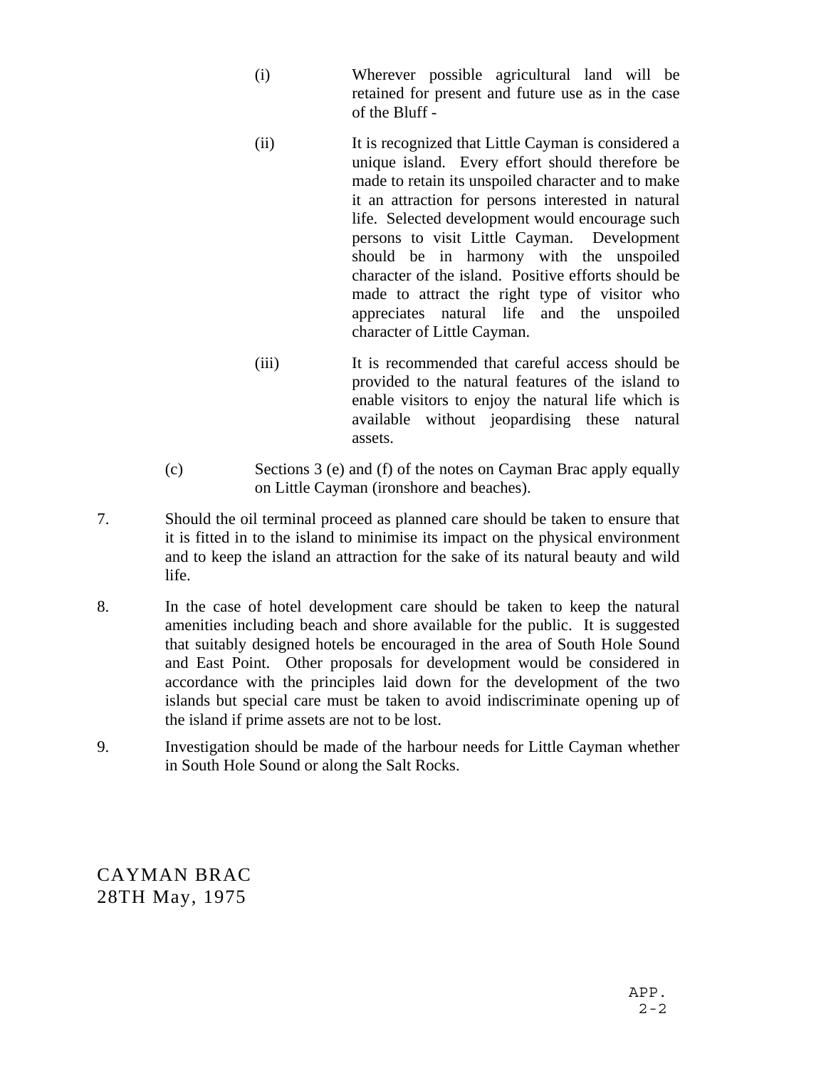(i) Wherever possible agricultural land will be retained for present and future use as in the case of the Bluff -

(ii) It is recognized that Little Cayman is considered a unique island. Every effort should therefore be made to retain its unspoiled character and to make it an attraction for persons interested in natural life. Selected development would encourage such persons to visit Little Cayman. Development should be in harmony with the unspoiled character of the island. Positive efforts should be made to attract the right type of visitor who appreciates natural life and the unspoiled character of Little Cayman.

(iii) It is recommended that careful access should be provided to the natural features of the island to enable visitors to enjoy the natural life which is available without jeopardising these natural assets.

(c) Sections 3 (e) and (f) of the notes on Cayman Brac apply equally on Little Cayman (ironshore and beaches).

7. Should the oil terminal proceed as planned care should be taken to ensure that it is fitted in to the island to minimise its impact on the physical environment and to keep the island an attraction for the sake of its natural beauty and wild life.

8. In the case of hotel development care should be taken to keep the natural amenities including beach and shore available for the public. It is suggested that suitably designed hotels be encouraged in the area of South Hole Sound and East Point. Other proposals for development would be considered in accordance with the principles laid down for the development of the two islands but special care must be taken to avoid indiscriminate opening up of the island if prime assets are not to be lost.

9. Investigation should be made of the harbour needs for Little Cayman whether in South Hole Sound or along the Salt Rocks.

CAYMAN BRAC
28TH May, 1975

APP.
2-2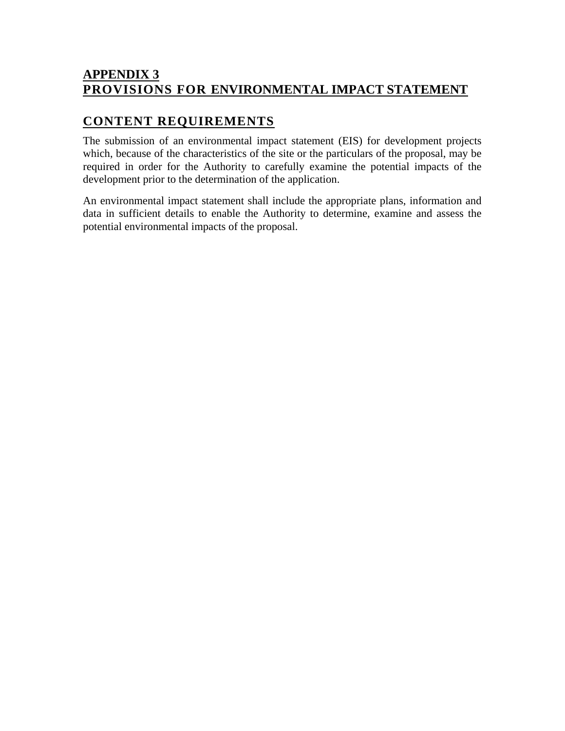# APPENDIX 3
# PROVISIONS FOR ENVIRONMENTAL IMPACT STATEMENT

## CONTENT REQUIREMENTS

The submission of an environmental impact statement (EIS) for development projects which, because of the characteristics of the site or the particulars of the proposal, may be required in order for the Authority to carefully examine the potential impacts of the development prior to the determination of the application.

An environmental impact statement shall include the appropriate plans, information and data in sufficient details to enable the Authority to determine, examine and assess the potential environmental impacts of the proposal.